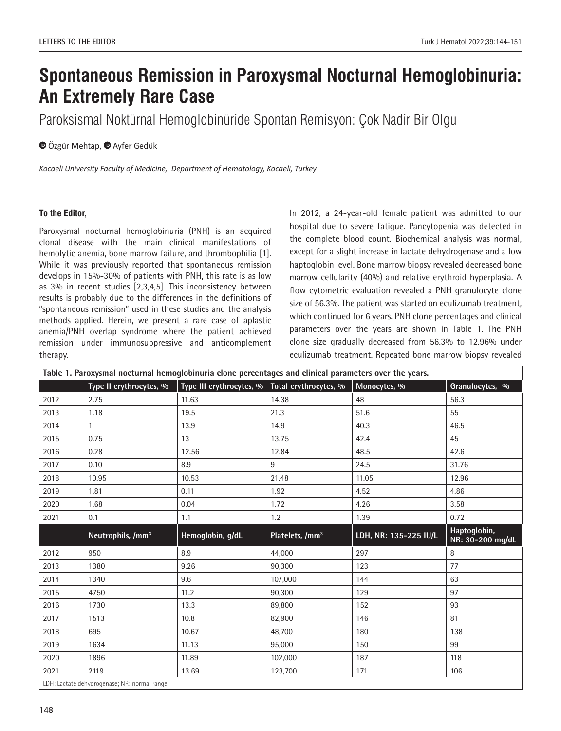LETTERS TO THE EDITOR

# Spontaneous Remission in Paroxysmal Nocturnal Hemoglobinuria: An Extremely Rare Case

## Paroksismal Noktürnal Hemoglobinüride Spontan Remisyon: Çok Nadir Bir Olgu

Özgür Mehtap, Ayfer Gedük

*Kocaeli University Faculty of Medicine, Department of Hematology, Kocaeli, Turkey*

**To the Editor,**

Paroxysmal nocturnal hemoglobinuria (PNH) is an acquired clonal disease with the main clinical manifestations of hemolytic anemia, bone marrow failure, and thrombophilia [1]. While it was previously reported that spontaneous remission develops in 15%-30% of patients with PNH, this rate is as low as 3% in recent studies [2,3,4,5]. This inconsistency between results is probably due to the differences in the definitions of "spontaneous remission" used in these studies and the analysis methods applied. Herein, we present a rare case of aplastic anemia/PNH overlap syndrome where the patient achieved remission under immunosuppressive and anticomplement therapy.

In 2012, a 24-year-old female patient was admitted to our hospital due to severe fatigue. Pancytopenia was detected in the complete blood count. Biochemical analysis was normal, except for a slight increase in lactate dehydrogenase and a low haptoglobin level. Bone marrow biopsy revealed decreased bone marrow cellularity (40%) and relative erythroid hyperplasia. A flow cytometric evaluation revealed a PNH granulocyte clone size of 56.3%. The patient was started on eculizumab treatment, which continued for 6 years. PNH clone percentages and clinical parameters over the years are shown in Table 1. The PNH clone size gradually decreased from 56.3% to 12.96% under eculizumab treatment. Repeated bone marrow biopsy revealed

**Table 1. Paroxysmal nocturnal hemoglobinuria clone percentages and clinical parameters over the years.**

| | Type II erythrocytes, % | Type III erythrocytes, % | Total erythrocytes, % | Monocytes, % | Granulocytes, % |
|---|---|---|---|---|---|
| 2012 | 2.75 | 11.63 | 14.38 | 48 | 56.3 |
| 2013 | 1.18 | 19.5 | 21.3 | 51.6 | 55 |
| 2014 | 1 | 13.9 | 14.9 | 40.3 | 46.5 |
| 2015 | 0.75 | 13 | 13.75 | 42.4 | 45 |
| 2016 | 0.28 | 12.56 | 12.84 | 48.5 | 42.6 |
| 2017 | 0.10 | 8.9 | 9 | 24.5 | 31.76 |
| 2018 | 10.95 | 10.53 | 21.48 | 11.05 | 12.96 |
| 2019 | 1.81 | 0.11 | 1.92 | 4.52 | 4.86 |
| 2020 | 1.68 | 0.04 | 1.72 | 4.26 | 3.58 |
| 2021 | 0.1 | 1.1 | 1.2 | 1.39 | 0.72 |
| | **Neutrophils, /mm$^3$** | **Hemoglobin, g/dL** | **Platelets, /mm$^3$** | **LDH, NR: 135-225 IU/L** | **Haptoglobin, NR: 30-200 mg/dL** |
| 2012 | 950 | 8.9 | 44,000 | 297 | 8 |
| 2013 | 1380 | 9.26 | 90,300 | 123 | 77 |
| 2014 | 1340 | 9.6 | 107,000 | 144 | 63 |
| 2015 | 4750 | 11.2 | 90,300 | 129 | 97 |
| 2016 | 1730 | 13.3 | 89,800 | 152 | 93 |
| 2017 | 1513 | 10.8 | 82,900 | 146 | 81 |
| 2018 | 695 | 10.67 | 48,700 | 180 | 138 |
| 2019 | 1634 | 11.13 | 95,000 | 150 | 99 |
| 2020 | 1896 | 11.89 | 102,000 | 187 | 118 |
| 2021 | 2119 | 13.69 | 123,700 | 171 | 106 |

LDH: Lactate dehydrogenase; NR: normal range.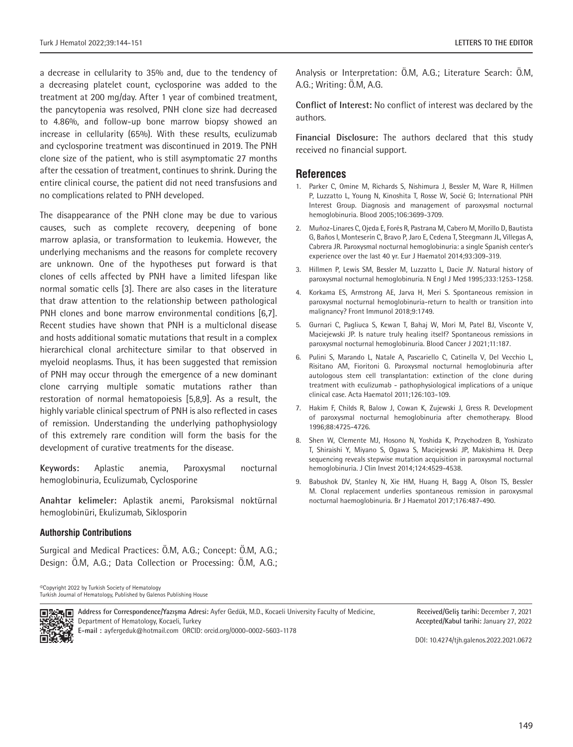a decrease in cellularity to 35% and, due to the tendency of a decreasing platelet count, cyclosporine was added to the treatment at 200 mg/day. After 1 year of combined treatment, the pancytopenia was resolved, PNH clone size had decreased to 4.86%, and follow-up bone marrow biopsy showed an increase in cellularity (65%). With these results, eculizumab and cyclosporine treatment was discontinued in 2019. The PNH clone size of the patient, who is still asymptomatic 27 months after the cessation of treatment, continues to shrink. During the entire clinical course, the patient did not need transfusions and no complications related to PNH developed.

The disappearance of the PNH clone may be due to various causes, such as complete recovery, deepening of bone marrow aplasia, or transformation to leukemia. However, the underlying mechanisms and the reasons for complete recovery are unknown. One of the hypotheses put forward is that clones of cells affected by PNH have a limited lifespan like normal somatic cells [3]. There are also cases in the literature that draw attention to the relationship between pathological PNH clones and bone marrow environmental conditions [6,7]. Recent studies have shown that PNH is a multiclonal disease and hosts additional somatic mutations that result in a complex hierarchical clonal architecture similar to that observed in myeloid neoplasms. Thus, it has been suggested that remission of PNH may occur through the emergence of a new dominant clone carrying multiple somatic mutations rather than restoration of normal hematopoiesis [5,8,9]. As a result, the highly variable clinical spectrum of PNH is also reflected in cases of remission. Understanding the underlying pathophysiology of this extremely rare condition will form the basis for the development of curative treatments for the disease.

**Keywords:** Aplastic anemia, Paroxysmal nocturnal hemoglobinuria, Eculizumab, Cyclosporine

**Anahtar kelimeler:** Aplastik anemi, Paroksismal noktürnal hemoglobinüri, Ekulizumab, Siklosporin

### Authorship Contributions

Surgical and Medical Practices: Ö.M, A.G.; Concept: Ö.M, A.G.; Design: Ö.M, A.G.; Data Collection or Processing: Ö.M, A.G.; Analysis or Interpretation: Ö.M, A.G.; Literature Search: Ö.M, A.G.; Writing: Ö.M, A.G.

**Conflict of Interest:** No conflict of interest was declared by the authors.

**Financial Disclosure:** The authors declared that this study received no financial support.

## References

1. Parker C, Omine M, Richards S, Nishimura J, Bessler M, Ware R, Hillmen P, Luzzatto L, Young N, Kinoshita T, Rosse W, Socié G; International PNH Interest Group. Diagnosis and management of paroxysmal nocturnal hemoglobinuria. Blood 2005;106:3699-3709.
2. Muñoz-Linares C, Ojeda E, Forés R, Pastrana M, Cabero M, Morillo D, Bautista G, Baños I, Monteserín C, Bravo P, Jaro E, Cedena T, Steegmann JL, Villegas A, Cabrera JR. Paroxysmal nocturnal hemoglobinuria: a single Spanish center's experience over the last 40 yr. Eur J Haematol 2014;93:309-319.
3. Hillmen P, Lewis SM, Bessler M, Luzzatto L, Dacie JV. Natural history of paroxysmal nocturnal hemoglobinuria. N Engl J Med 1995;333:1253-1258.
4. Korkama ES, Armstrong AE, Jarva H, Meri S. Spontaneous remission in paroxysmal nocturnal hemoglobinuria-return to health or transition into malignancy? Front Immunol 2018;9:1749.
5. Gurnari C, Pagliuca S, Kewan T, Bahaj W, Mori M, Patel BJ, Visconte V, Maciejewski JP. Is nature truly healing itself? Spontaneous remissions in paroxysmal nocturnal hemoglobinuria. Blood Cancer J 2021;11:187.
6. Pulini S, Marando L, Natale A, Pascariello C, Catinella V, Del Vecchio L, Risitano AM, Fioritoni G. Paroxysmal nocturnal hemoglobinuria after autologous stem cell transplantation: extinction of the clone during treatment with eculizumab - pathophysiological implications of a unique clinical case. Acta Haematol 2011;126:103-109.
7. Hakim F, Childs R, Balow J, Cowan K, Zujewski J, Gress R. Development of paroxysmal nocturnal hemoglobinuria after chemotherapy. Blood 1996;88:4725-4726.
8. Shen W, Clemente MJ, Hosono N, Yoshida K, Przychodzen B, Yoshizato T, Shiraishi Y, Miyano S, Ogawa S, Maciejewski JP, Makishima H. Deep sequencing reveals stepwise mutation acquisition in paroxysmal nocturnal hemoglobinuria. J Clin Invest 2014;124:4529-4538.
9. Babushok DV, Stanley N, Xie HM, Huang H, Bagg A, Olson TS, Bessler M. Clonal replacement underlies spontaneous remission in paroxysmal nocturnal haemoglobinuria. Br J Haematol 2017;176:487-490.

©Copyright 2022 by Turkish Society of Hematology
Turkish Journal of Hematology, Published by Galenos Publishing House

**Address for Correspondence/Yazışma Adresi:** Ayfer Gedük, M.D., Kocaeli University Faculty of Medicine, Department of Hematology, Kocaeli, Turkey
**E-mail :** ayfergeduk@hotmail.com ORCID: orcid.org/0000-0002-5603-1178

**Received/Geliş tarihi:** December 7, 2021
**Accepted/Kabul tarihi:** January 27, 2022

DOI: 10.4274/tjh.galenos.2022.2021.0672